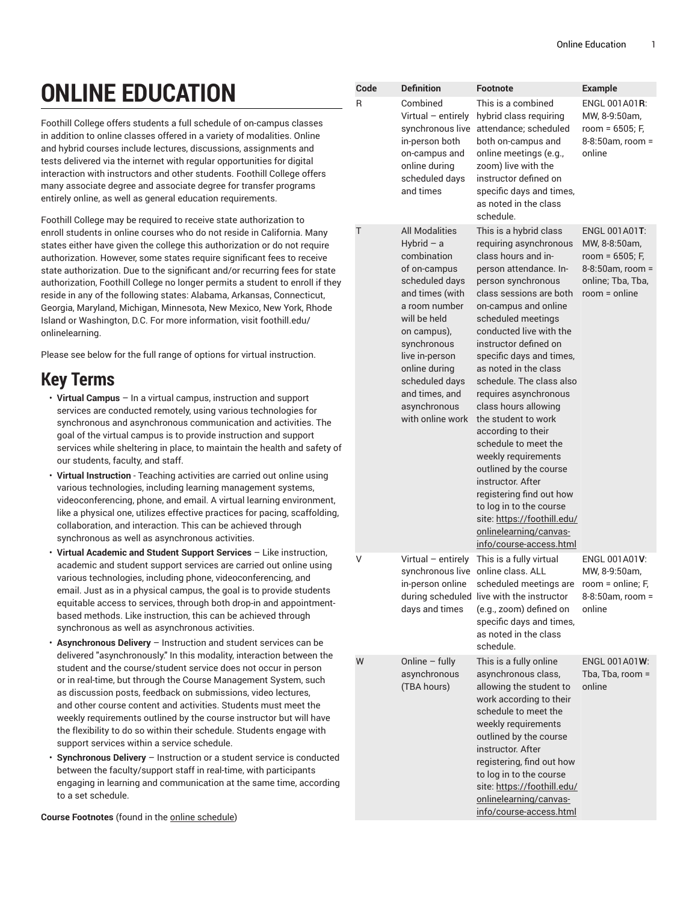# ONLINE EDUCATION

Foothill College offers students a full schedule of on-campus classes in addition to online classes offered in a variety of modalities. Online and hybrid courses include lectures, discussions, assignments and tests delivered via the internet with regular opportunities for digital interaction with instructors and other students. Foothill College offers many associate degree and associate degree for transfer programs entirely online, as well as general education requirements.

Foothill College may be required to receive state authorization to enroll students in online courses who do not reside in California. Many states either have given the college this authorization or do not require authorization. However, some states require significant fees to receive state authorization. Due to the significant and/or recurring fees for state authorization, Foothill College no longer permits a student to enroll if they reside in any of the following states: Alabama, Arkansas, Connecticut, Georgia, Maryland, Michigan, Minnesota, New Mexico, New York, Rhode Island or Washington, D.C. For more information, visit foothill.edu/onlinelearning.

Please see below for the full range of options for virtual instruction.

## Key Terms

- **Virtual Campus** – In a virtual campus, instruction and support services are conducted remotely, using various technologies for synchronous and asynchronous communication and activities. The goal of the virtual campus is to provide instruction and support services while sheltering in place, to maintain the health and safety of our students, faculty, and staff.
- **Virtual Instruction** - Teaching activities are carried out online using various technologies, including learning management systems, videoconferencing, phone, and email. A virtual learning environment, like a physical one, utilizes effective practices for pacing, scaffolding, collaboration, and interaction. This can be achieved through synchronous as well as asynchronous activities.
- **Virtual Academic and Student Support Services** – Like instruction, academic and student support services are carried out online using various technologies, including phone, videoconferencing, and email. Just as in a physical campus, the goal is to provide students equitable access to services, through both drop-in and appointment-based methods. Like instruction, this can be achieved through synchronous as well as asynchronous activities.
- **Asynchronous Delivery** – Instruction and student services can be delivered "asynchronously." In this modality, interaction between the student and the course/student service does not occur in person or in real-time, but through the Course Management System, such as discussion posts, feedback on submissions, video lectures, and other course content and activities. Students must meet the weekly requirements outlined by the course instructor but will have the flexibility to do so within their schedule. Students engage with support services within a service schedule.
- **Synchronous Delivery** – Instruction or a student service is conducted between the faculty/support staff in real-time, with participants engaging in learning and communication at the same time, according to a set schedule.

**Course Footnotes** (found in the online schedule)

| Code | Definition | Footnote | Example |
|---|---|---|---|
| R | Combined Virtual – entirely synchronous live in-person both on-campus and online during scheduled days and times | This is a combined hybrid class requiring attendance; scheduled both on-campus and online meetings (e.g., zoom) live with the instructor defined on specific days and times, as noted in the class schedule. | ENGL 001A01**R**: MW, 8-9:50am, room = 6505; F, 8-8:50am, room = online |
| T | All Modalities Hybrid – a combination of on-campus scheduled days and times (with a room number will be held on campus), synchronous live in-person online during scheduled days and times, and asynchronous with online work | This is a hybrid class requiring asynchronous class hours and in-person attendance. In-person synchronous class sessions are both on-campus and online scheduled meetings conducted live with the instructor defined on specific days and times, as noted in the class schedule. The class also requires asynchronous class hours allowing the student to work according to their schedule to meet the weekly requirements outlined by the course instructor. After registering find out how to log in to the course site: https://foothill.edu/onlinelearning/canvas-info/course-access.html | ENGL 001A01**T**: MW, 8-8:50am, room = 6505; F, 8-8:50am, room = online; Tba, Tba, room = online |
| V | Virtual – entirely synchronous live in-person online during scheduled days and times | This is a fully virtual online class. ALL scheduled meetings are live with the instructor (e.g., zoom) defined on specific days and times, as noted in the class schedule. | ENGL 001A01**V**: MW, 8-9:50am, room = online; F, 8-8:50am, room = online |
| W | Online – fully asynchronous (TBA hours) | This is a fully online asynchronous class, allowing the student to work according to their schedule to meet the weekly requirements outlined by the course instructor. After registering, find out how to log in to the course site: https://foothill.edu/onlinelearning/canvas-info/course-access.html | ENGL 001A01**W**: Tba, Tba, room = online |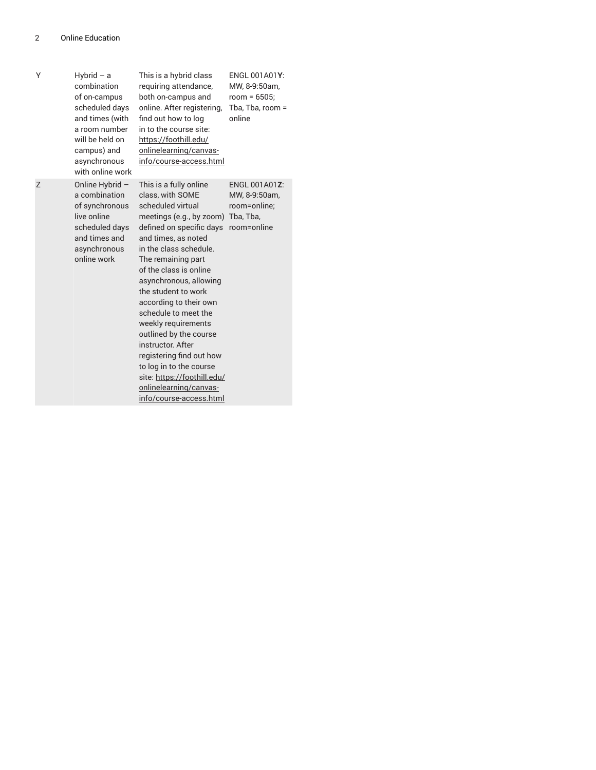| | | | |
|---|---|---|---|
| Y | Hybrid – a combination of on-campus scheduled days and times (with a room number will be held on campus) and asynchronous with online work | This is a hybrid class requiring attendance, both on-campus and online. After registering, find out how to log in to the course site: https://foothill.edu/onlinelearning/canvas-info/course-access.html | ENGL 001A01**Y**: MW, 8-9:50am, room = 6505; Tba, Tba, room = online |
| Z | Online Hybrid – a combination of synchronous live online scheduled days and times and asynchronous online work | This is a fully online class, with SOME scheduled virtual meetings (e.g., by zoom) defined on specific days and times, as noted in the class schedule. The remaining part of the class is online asynchronous, allowing the student to work according to their own schedule to meet the weekly requirements outlined by the course instructor. After registering find out how to log in to the course site: https://foothill.edu/onlinelearning/canvas-info/course-access.html | ENGL 001A01**Z**: MW, 8-9:50am, room=online; Tba, Tba, room=online |